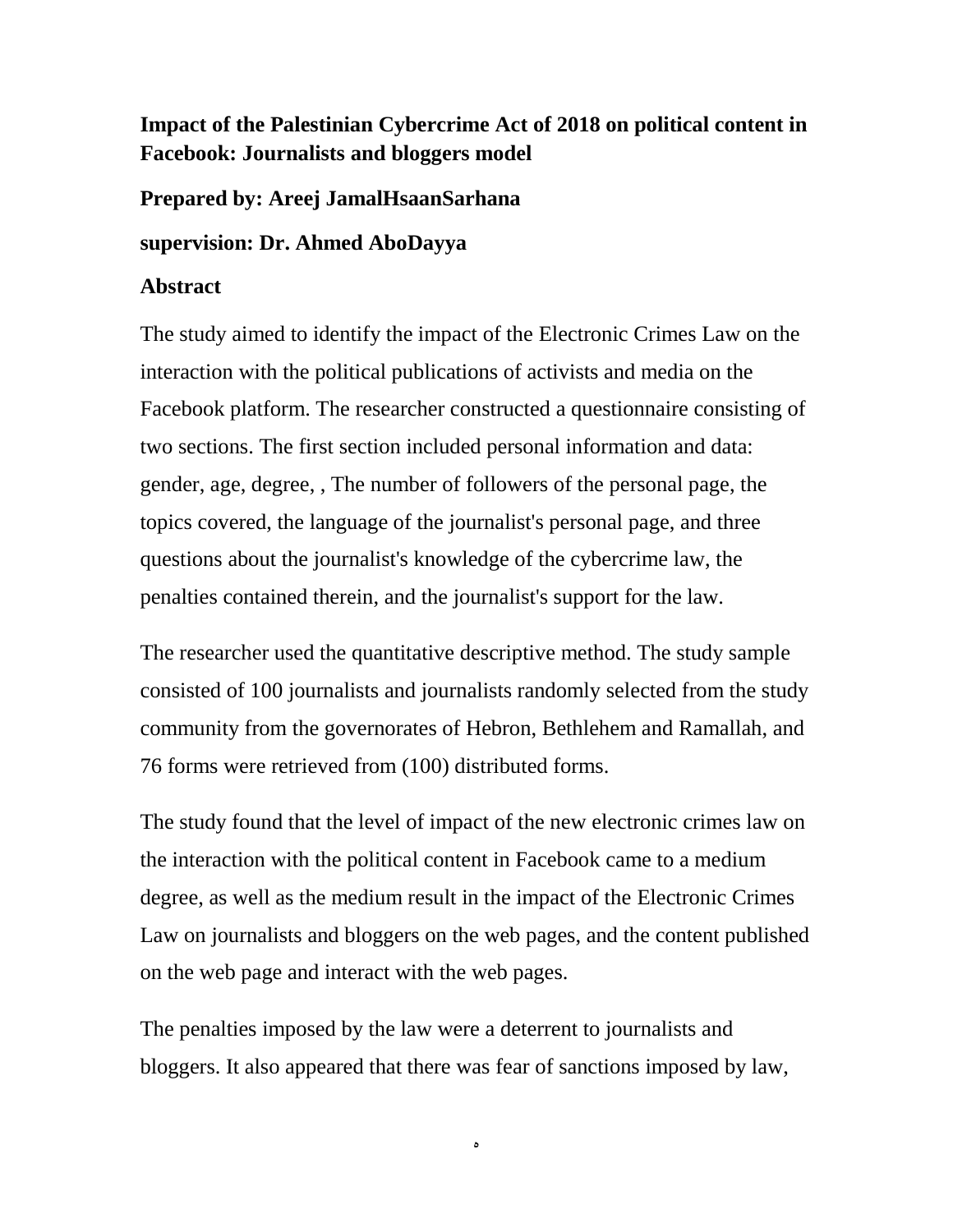# Impact of the Palestinian Cybercrime Act of 2018 on political content in Facebook: Journalists and bloggers model

**Prepared by: Areej JamalHsaanSarhana**

**supervision: Dr. Ahmed AboDayya**

## Abstract

The study aimed to identify the impact of the Electronic Crimes Law on the interaction with the political publications of activists and media on the Facebook platform. The researcher constructed a questionnaire consisting of two sections. The first section included personal information and data: gender, age, degree, , The number of followers of the personal page, the topics covered, the language of the journalist's personal page, and three questions about the journalist's knowledge of the cybercrime law, the penalties contained therein, and the journalist's support for the law.

The researcher used the quantitative descriptive method. The study sample consisted of 100 journalists and journalists randomly selected from the study community from the governorates of Hebron, Bethlehem and Ramallah, and 76 forms were retrieved from (100) distributed forms.

The study found that the level of impact of the new electronic crimes law on the interaction with the political content in Facebook came to a medium degree, as well as the medium result in the impact of the Electronic Crimes Law on journalists and bloggers on the web pages, and the content published on the web page and interact with the web pages.

The penalties imposed by the law were a deterrent to journalists and bloggers. It also appeared that there was fear of sanctions imposed by law,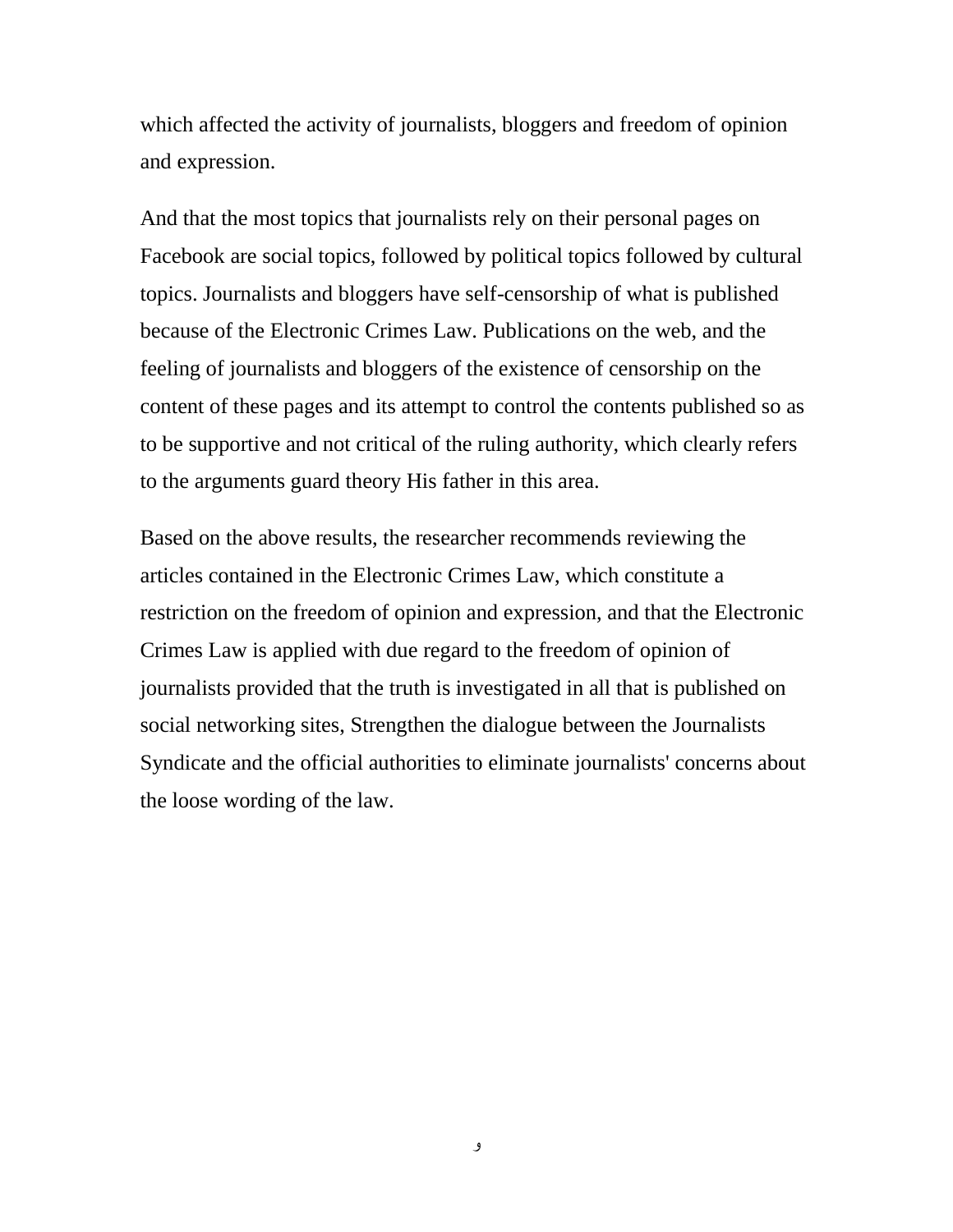which affected the activity of journalists, bloggers and freedom of opinion and expression.

And that the most topics that journalists rely on their personal pages on Facebook are social topics, followed by political topics followed by cultural topics. Journalists and bloggers have self-censorship of what is published because of the Electronic Crimes Law. Publications on the web, and the feeling of journalists and bloggers of the existence of censorship on the content of these pages and its attempt to control the contents published so as to be supportive and not critical of the ruling authority, which clearly refers to the arguments guard theory His father in this area.

Based on the above results, the researcher recommends reviewing the articles contained in the Electronic Crimes Law, which constitute a restriction on the freedom of opinion and expression, and that the Electronic Crimes Law is applied with due regard to the freedom of opinion of journalists provided that the truth is investigated in all that is published on social networking sites, Strengthen the dialogue between the Journalists Syndicate and the official authorities to eliminate journalists' concerns about the loose wording of the law.